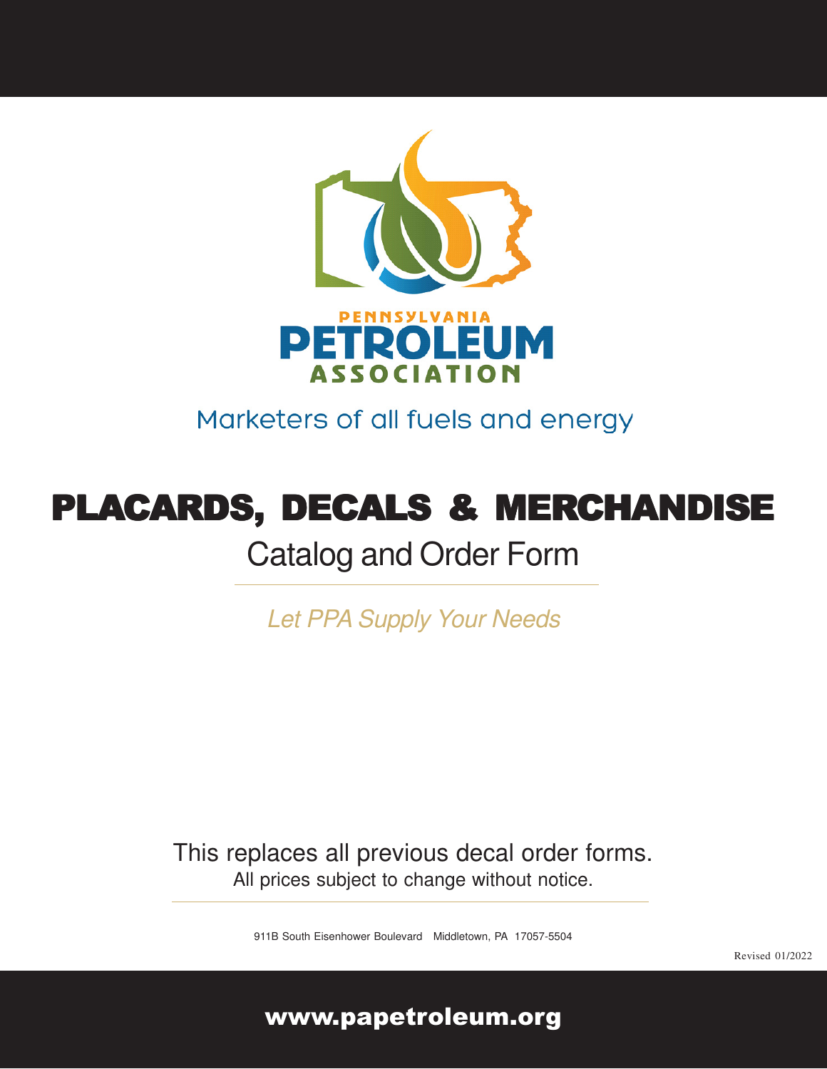PENNSYLVANIA
PETROLEUM
ASSOCIATION

Marketers of all fuels and energy

# PLACARDS, DECALS & MERCHANDISE

## Catalog and Order Form

*Let PPA Supply Your Needs*

This replaces all previous decal order forms.
All prices subject to change without notice.

911B South Eisenhower Boulevard   Middletown, PA  17057-5504

Revised 01/2022

**www.papetroleum.org**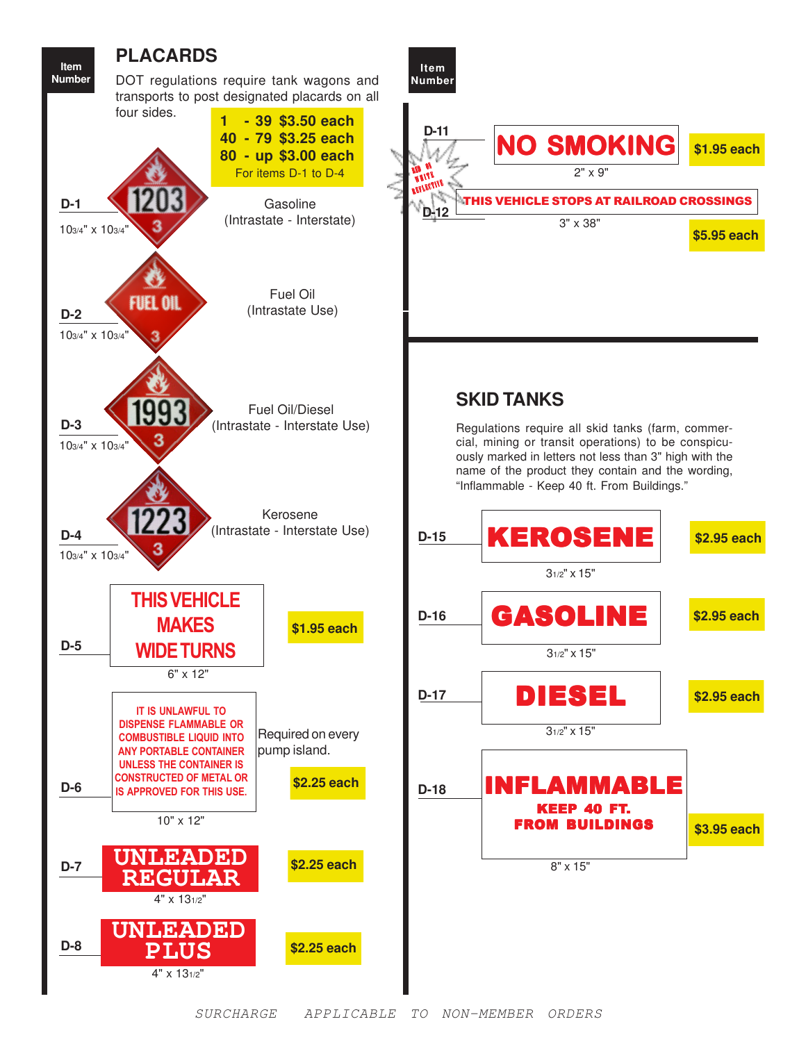## PLACARDS

DOT regulations require tank wagons and transports to post designated placards on all four sides.

**1 - 39 $3.50 each**
**40 - 79 $3.25 each**
**80 - up $3.00 each**
For items D-1 to D-4

| Item Number | Sign | Size | Description / Price |
|---|---|---|---|
| D-1 | 1203 / 3 | 10¾" x 10¾" | Gasoline (Intrastate - Interstate) |
| D-2 | FUEL OIL / 3 | 10¾" x 10¾" | Fuel Oil (Intrastate Use) |
| D-3 | 1993 / 3 | 10¾" x 10¾" | Fuel Oil/Diesel (Intrastate - Interstate Use) |
| D-4 | 1223 / 3 | 10¾" x 10¾" | Kerosene (Intrastate - Interstate Use) |
| D-5 | THIS VEHICLE MAKES WIDE TURNS | 6" x 12" | $1.95 each |
| D-6 | IT IS UNLAWFUL TO DISPENSE FLAMMABLE OR COMBUSTIBLE LIQUID INTO ANY PORTABLE CONTAINER UNLESS THE CONTAINER IS CONSTRUCTED OF METAL OR IS APPROVED FOR THIS USE. | 10" x 12" | Required on every pump island. $2.25 each |
| D-7 | UNLEADED REGULAR | 4" x 13½" | $2.25 each |
| D-8 | UNLEADED PLUS | 4" x 13½" | $2.25 each |

| Item Number | Sign | Size | Price |
|---|---|---|---|
| D-11 | NO SMOKING | 2" x 9" | $1.95 each |
| D-12 | THIS VEHICLE STOPS AT RAILROAD CROSSINGS | 3" x 38" | $5.95 each |

RED ON WHITE REFLECTIVE

## SKID TANKS

Regulations require all skid tanks (farm, commercial, mining or transit operations) to be conspicuously marked in letters not less than 3" high with the name of the product they contain and the wording, "Inflammable - Keep 40 ft. From Buildings."

| Item Number | Sign | Size | Price |
|---|---|---|---|
| D-15 | KEROSENE | 3½" x 15" | $2.95 each |
| D-16 | GASOLINE | 3½" x 15" | $2.95 each |
| D-17 | DIESEL | 3½" x 15" | $2.95 each |
| D-18 | INFLAMMABLE KEEP 40 FT. FROM BUILDINGS | 8" x 15" | $3.95 each |

*SURCHARGE APPLICABLE TO NON-MEMBER ORDERS*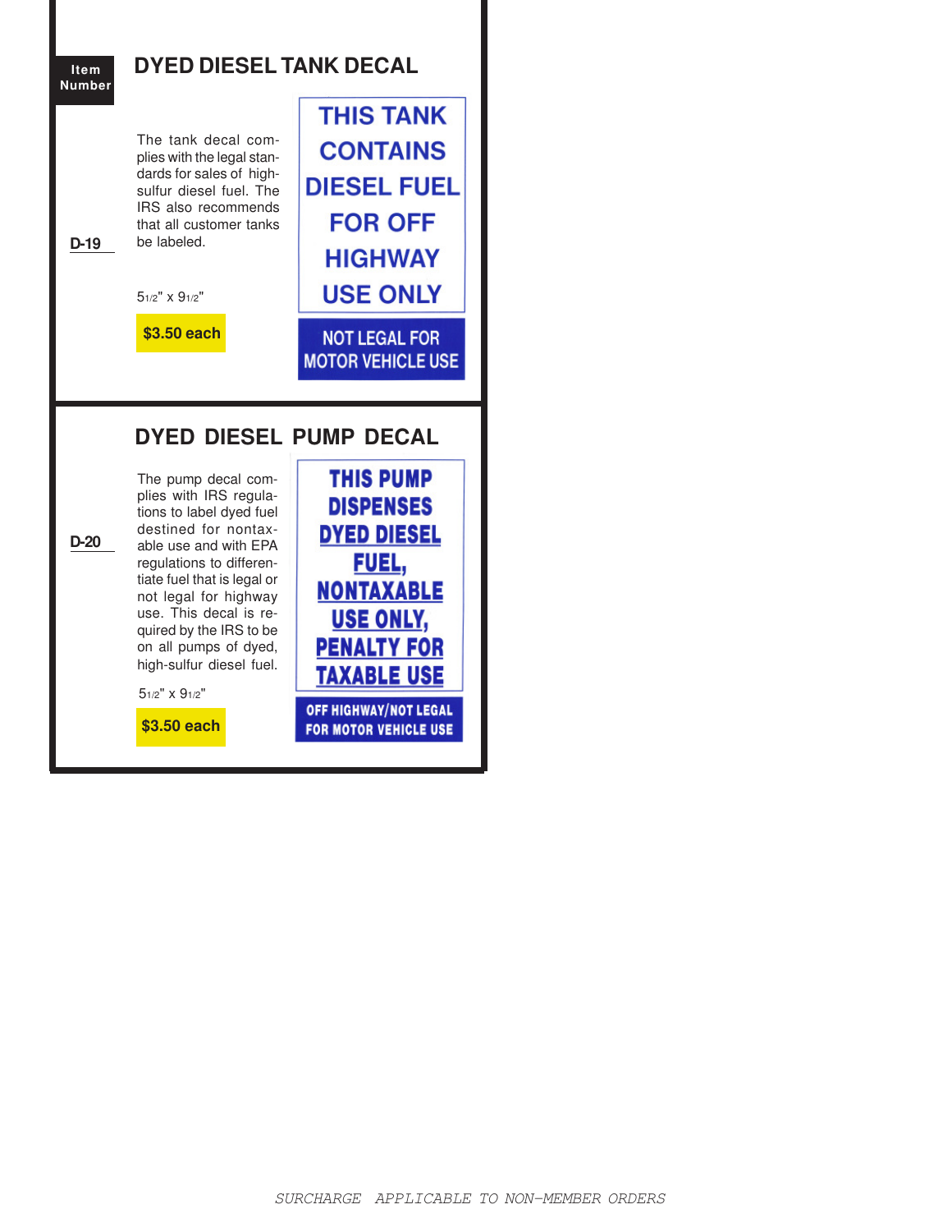**Item Number**

## DYED DIESEL TANK DECAL

**D-19**

The tank decal complies with the legal standards for sales of high-sulfur diesel fuel. The IRS also recommends that all customer tanks be labeled.

THIS TANK CONTAINS DIESEL FUEL FOR OFF HIGHWAY USE ONLY

NOT LEGAL FOR MOTOR VEHICLE USE

5 1/2" x 9 1/2"

**$3.50 each**

## DYED DIESEL PUMP DECAL

**D-20**

The pump decal complies with IRS regulations to label dyed fuel destined for nontaxable use and with EPA regulations to differentiate fuel that is legal or not legal for highway use. This decal is required by the IRS to be on all pumps of dyed, high-sulfur diesel fuel.

THIS PUMP DISPENSES DYED DIESEL FUEL, NONTAXABLE USE ONLY, PENALTY FOR TAXABLE USE

OFF HIGHWAY/NOT LEGAL FOR MOTOR VEHICLE USE

5 1/2" x 9 1/2"

**$3.50 each**

*SURCHARGE APPLICABLE TO NON-MEMBER ORDERS*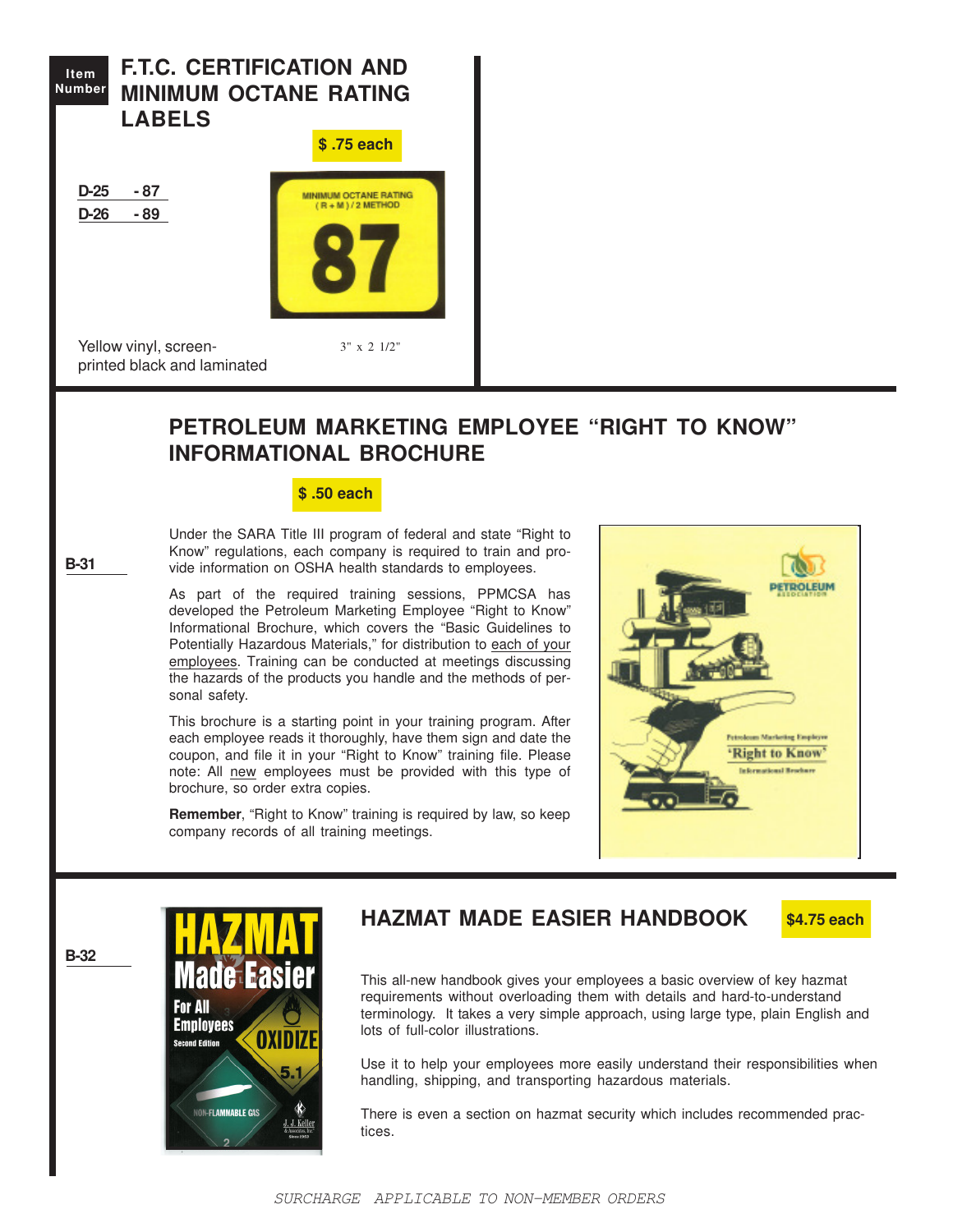**Item Number**

## F.T.C. CERTIFICATION AND MINIMUM OCTANE RATING LABELS

**$ .75 each**

**D-25 - 87**

**D-26 - 89**

MINIMUM OCTANE RATING (R + M) / 2 METHOD

87

Yellow vinyl, screen-printed black and laminated

3" x 2 1/2"

## PETROLEUM MARKETING EMPLOYEE "RIGHT TO KNOW" INFORMATIONAL BROCHURE

**$ .50 each**

**B-31**

Under the SARA Title III program of federal and state "Right to Know" regulations, each company is required to train and provide information on OSHA health standards to employees.

As part of the required training sessions, PPMCSA has developed the Petroleum Marketing Employee "Right to Know" Informational Brochure, which covers the "Basic Guidelines to Potentially Hazardous Materials," for distribution to each of your employees. Training can be conducted at meetings discussing the hazards of the products you handle and the methods of personal safety.

This brochure is a starting point in your training program. After each employee reads it thoroughly, have them sign and date the coupon, and file it in your "Right to Know" training file. Please note: All new employees must be provided with this type of brochure, so order extra copies.

**Remember**, "Right to Know" training is required by law, so keep company records of all training meetings.

## HAZMAT MADE EASIER HANDBOOK

**$4.75 each**

**B-32**

This all-new handbook gives your employees a basic overview of key hazmat requirements without overloading them with details and hard-to-understand terminology. It takes a very simple approach, using large type, plain English and lots of full-color illustrations.

Use it to help your employees more easily understand their responsibilities when handling, shipping, and transporting hazardous materials.

There is even a section on hazmat security which includes recommended practices.

*SURCHARGE APPLICABLE TO NON-MEMBER ORDERS*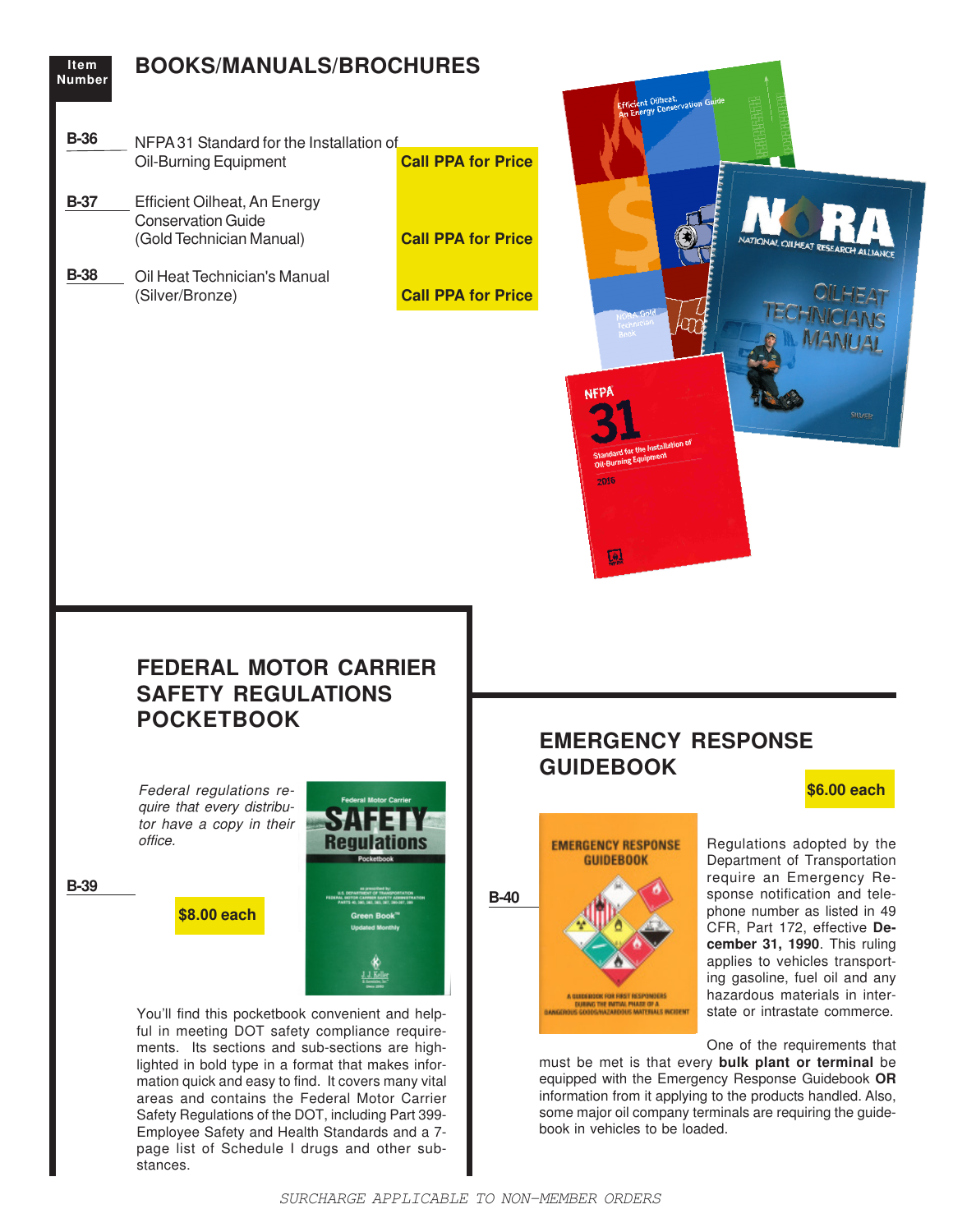# BOOKS/MANUALS/BROCHURES

| Item Number | Description | Price |
| --- | --- | --- |
| B-36 | NFPA 31 Standard for the Installation of Oil-Burning Equipment | Call PPA for Price |
| B-37 | Efficient Oilheat, An Energy Conservation Guide (Gold Technician Manual) | Call PPA for Price |
| B-38 | Oil Heat Technician's Manual (Silver/Bronze) | Call PPA for Price |

## FEDERAL MOTOR CARRIER SAFETY REGULATIONS POCKETBOOK

**B-39**

*Federal regulations require that every distributor have a copy in their office.*

**$8.00 each**

You'll find this pocketbook convenient and helpful in meeting DOT safety compliance requirements. Its sections and sub-sections are highlighted in bold type in a format that makes information quick and easy to find. It covers many vital areas and contains the Federal Motor Carrier Safety Regulations of the DOT, including Part 399-Employee Safety and Health Standards and a 7-page list of Schedule I drugs and other substances.

## EMERGENCY RESPONSE GUIDEBOOK

**B-40**

**$6.00 each**

Regulations adopted by the Department of Transportation require an Emergency Response notification and telephone number as listed in 49 CFR, Part 172, effective **December 31, 1990**. This ruling applies to vehicles transporting gasoline, fuel oil and any hazardous materials in interstate or intrastate commerce.

One of the requirements that must be met is that every **bulk plant or terminal** be equipped with the Emergency Response Guidebook **OR** information from it applying to the products handled. Also, some major oil company terminals are requiring the guidebook in vehicles to be loaded.

*SURCHARGE APPLICABLE TO NON-MEMBER ORDERS*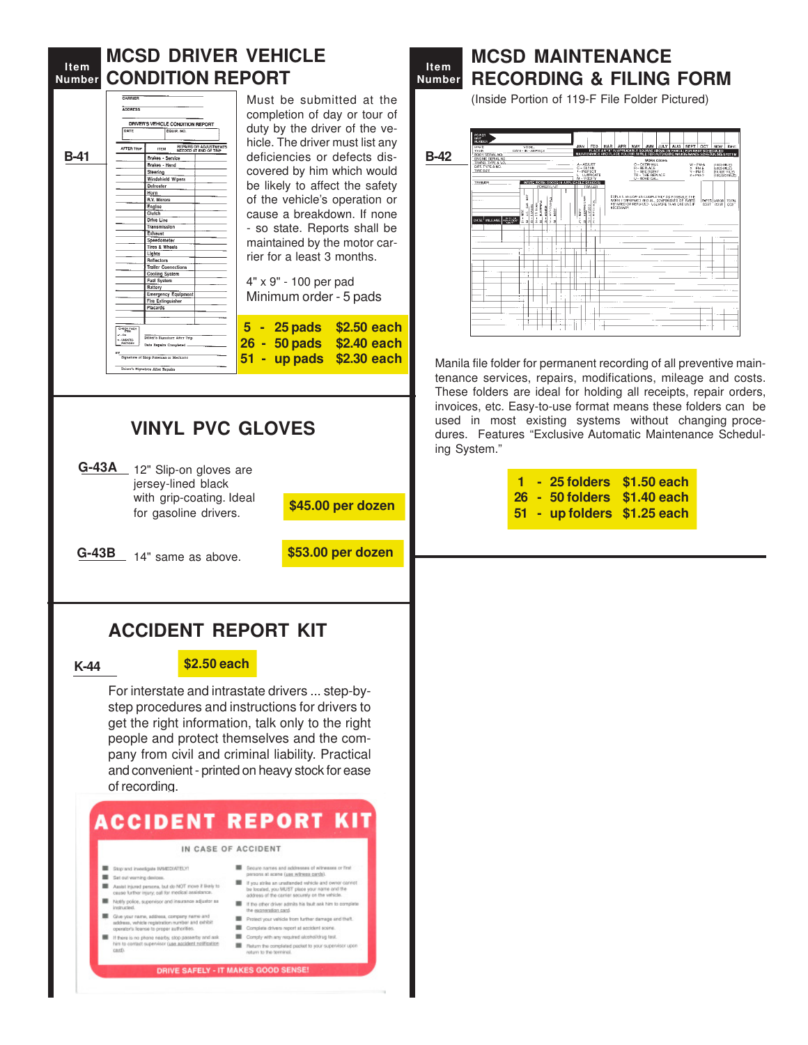## MCSD DRIVER VEHICLE CONDITION REPORT

Item Number

**B-41**

Must be submitted at the completion of day or tour of duty by the driver of the vehicle. The driver must list any deficiencies or defects discovered by him which would be likely to affect the safety of the vehicle's operation or cause a breakdown. If none - so state. Reports shall be maintained by the motor carrier for a least 3 months.

4" x 9" - 100 per pad
Minimum order - 5 pads

| | |
|---|---|
| 5 - 25 pads | $2.50 each |
| 26 - 50 pads | $2.40 each |
| 51 - up pads | $2.30 each |

## VINYL PVC GLOVES

**G-43A** 12" Slip-on gloves are jersey-lined black with grip-coating. Ideal for gasoline drivers. **$45.00 per dozen**

**G-43B** 14" same as above. **$53.00 per dozen**

## ACCIDENT REPORT KIT

**K-44** **$2.50 each**

For interstate and intrastate drivers ... step-by-step procedures and instructions for drivers to get the right information, talk only to the right people and protect themselves and the company from civil and criminal liability. Practical and convenient - printed on heavy stock for ease of recording.

## MCSD MAINTENANCE RECORDING & FILING FORM

Item Number

(Inside Portion of 119-F File Folder Pictured)

**B-42**

Manila file folder for permanent recording of all preventive maintenance services, repairs, modifications, mileage and costs. These folders are ideal for holding all receipts, repair orders, invoices, etc. Easy-to-use format means these folders can be used in most existing systems without changing procedures. Features "Exclusive Automatic Maintenance Scheduling System."

| | |
|---|---|
| 1 - 25 folders | $1.50 each |
| 26 - 50 folders | $1.40 each |
| 51 - up folders | $1.25 each |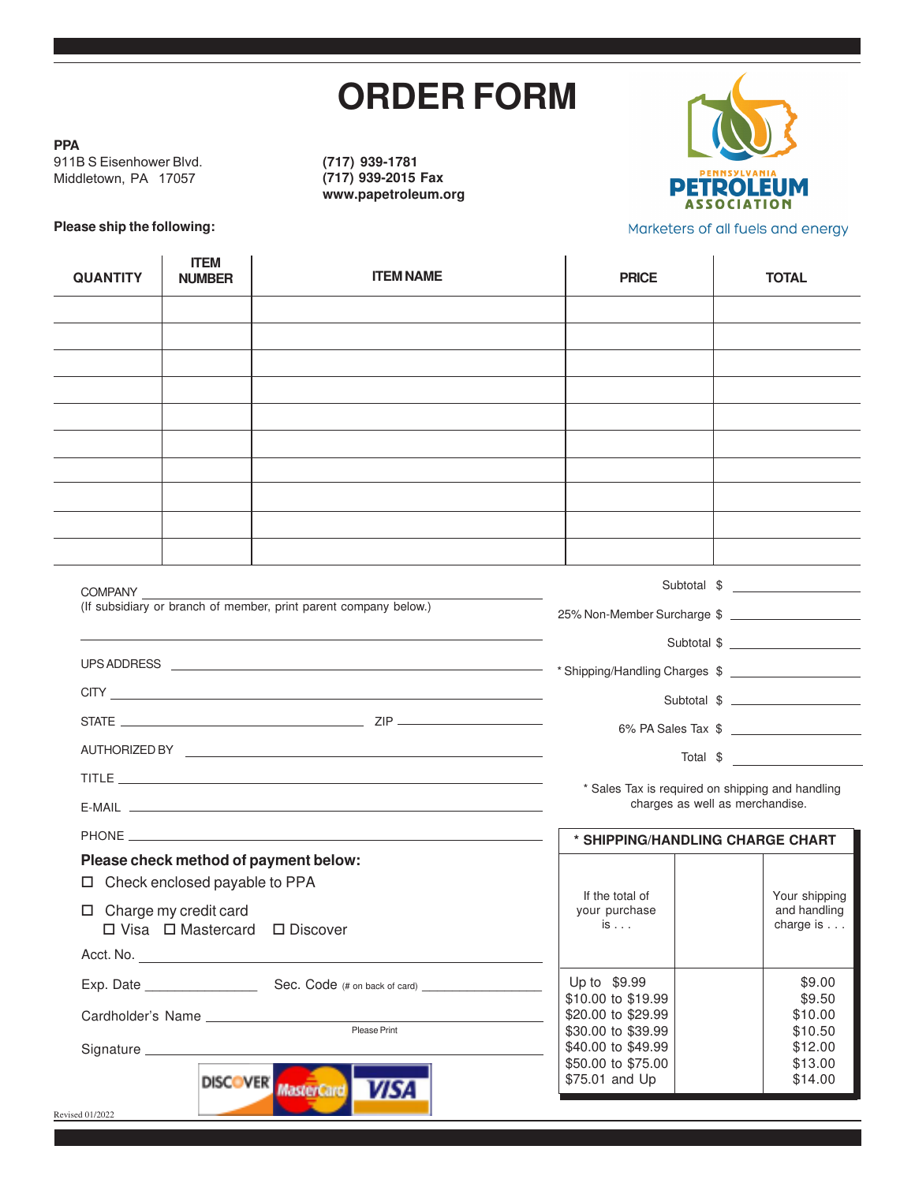# ORDER FORM

**PPA**
911B S Eisenhower Blvd.
Middletown, PA 17057

**(717) 939-1781**
**(717) 939-2015 Fax**
**www.papetroleum.org**

PENNSYLVANIA PETROLEUM ASSOCIATION
Marketers of all fuels and energy

**Please ship the following:**

| QUANTITY | ITEM NUMBER | ITEM NAME | PRICE | TOTAL |
|---|---|---|---|---|
| | | | | |
| | | | | |
| | | | | |
| | | | | |
| | | | | |
| | | | | |
| | | | | |
| | | | | |
| | | | | |
| | | | | |

COMPANY ______________________________
(If subsidiary or branch of member, print parent company below.)

______________________________

UPS ADDRESS ______________________________

CITY ______________________________

STATE ____________________ ZIP __________

AUTHORIZED BY ______________________________

TITLE ______________________________

E-MAIL ______________________________

PHONE ______________________________

Subtotal $ __________

25% Non-Member Surcharge $ __________

Subtotal $ __________

* Shipping/Handling Charges $ __________

Subtotal $ __________

6% PA Sales Tax $ __________

Total $ __________

* Sales Tax is required on shipping and handling charges as well as merchandise.

**Please check method of payment below:**

☐ Check enclosed payable to PPA

☐ Charge my credit card
☐ Visa ☐ Mastercard ☐ Discover

Acct. No. ______________________________

Exp. Date __________ Sec. Code (# on back of card) __________

Cardholder's Name ______________________________
Please Print

Signature ______________________________

DISCOVER MasterCard VISA

**\* SHIPPING/HANDLING CHARGE CHART**

| If the total of your purchase is . . . | Your shipping and handling charge is . . . |
|---|---|
| Up to $9.99 | $9.00 |
| $10.00 to $19.99 | $9.50 |
| $20.00 to $29.99 | $10.00 |
| $30.00 to $39.99 | $10.50 |
| $40.00 to $49.99 | $12.00 |
| $50.00 to $75.00 | $13.00 |
| $75.01 and Up | $14.00 |

Revised 01/2022